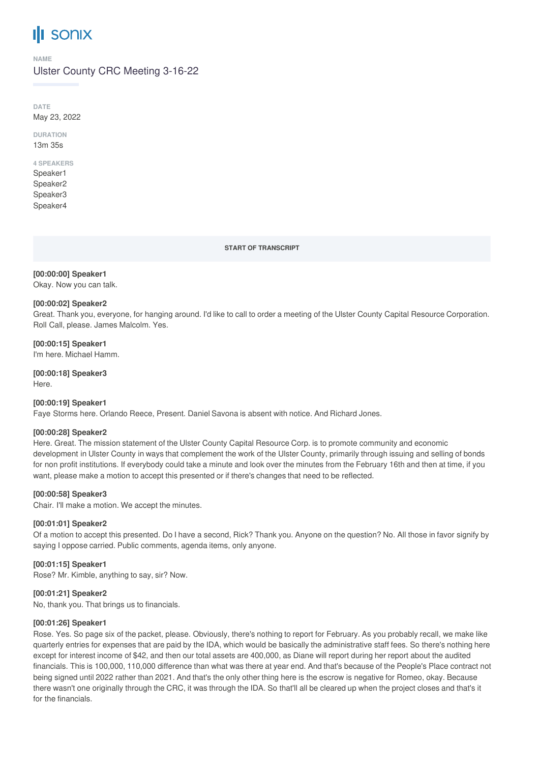# sonix

**NAME**

Ulster County CRC Meeting 3-16-22

**DATE**

May 23, 2022

**DURATION**

13m 35s

**4 SPEAKERS**

Speaker1
Speaker2
Speaker3
Speaker4

**START OF TRANSCRIPT**

**[00:00:00] Speaker1**
Okay. Now you can talk.

**[00:00:02] Speaker2**
Great. Thank you, everyone, for hanging around. I'd like to call to order a meeting of the Ulster County Capital Resource Corporation. Roll Call, please. James Malcolm. Yes.

**[00:00:15] Speaker1**
I'm here. Michael Hamm.

**[00:00:18] Speaker3**
Here.

**[00:00:19] Speaker1**
Faye Storms here. Orlando Reece, Present. Daniel Savona is absent with notice. And Richard Jones.

**[00:00:28] Speaker2**
Here. Great. The mission statement of the Ulster County Capital Resource Corp. is to promote community and economic development in Ulster County in ways that complement the work of the Ulster County, primarily through issuing and selling of bonds for non profit institutions. If everybody could take a minute and look over the minutes from the February 16th and then at time, if you want, please make a motion to accept this presented or if there's changes that need to be reflected.

**[00:00:58] Speaker3**
Chair. I'll make a motion. We accept the minutes.

**[00:01:01] Speaker2**
Of a motion to accept this presented. Do I have a second, Rick? Thank you. Anyone on the question? No. All those in favor signify by saying I oppose carried. Public comments, agenda items, only anyone.

**[00:01:15] Speaker1**
Rose? Mr. Kimble, anything to say, sir? Now.

**[00:01:21] Speaker2**
No, thank you. That brings us to financials.

**[00:01:26] Speaker1**
Rose. Yes. So page six of the packet, please. Obviously, there's nothing to report for February. As you probably recall, we make like quarterly entries for expenses that are paid by the IDA, which would be basically the administrative staff fees. So there's nothing here except for interest income of $42, and then our total assets are 400,000, as Diane will report during her report about the audited financials. This is 100,000, 110,000 difference than what was there at year end. And that's because of the People's Place contract not being signed until 2022 rather than 2021. And that's the only other thing here is the escrow is negative for Romeo, okay. Because there wasn't one originally through the CRC, it was through the IDA. So that'll all be cleared up when the project closes and that's it for the financials.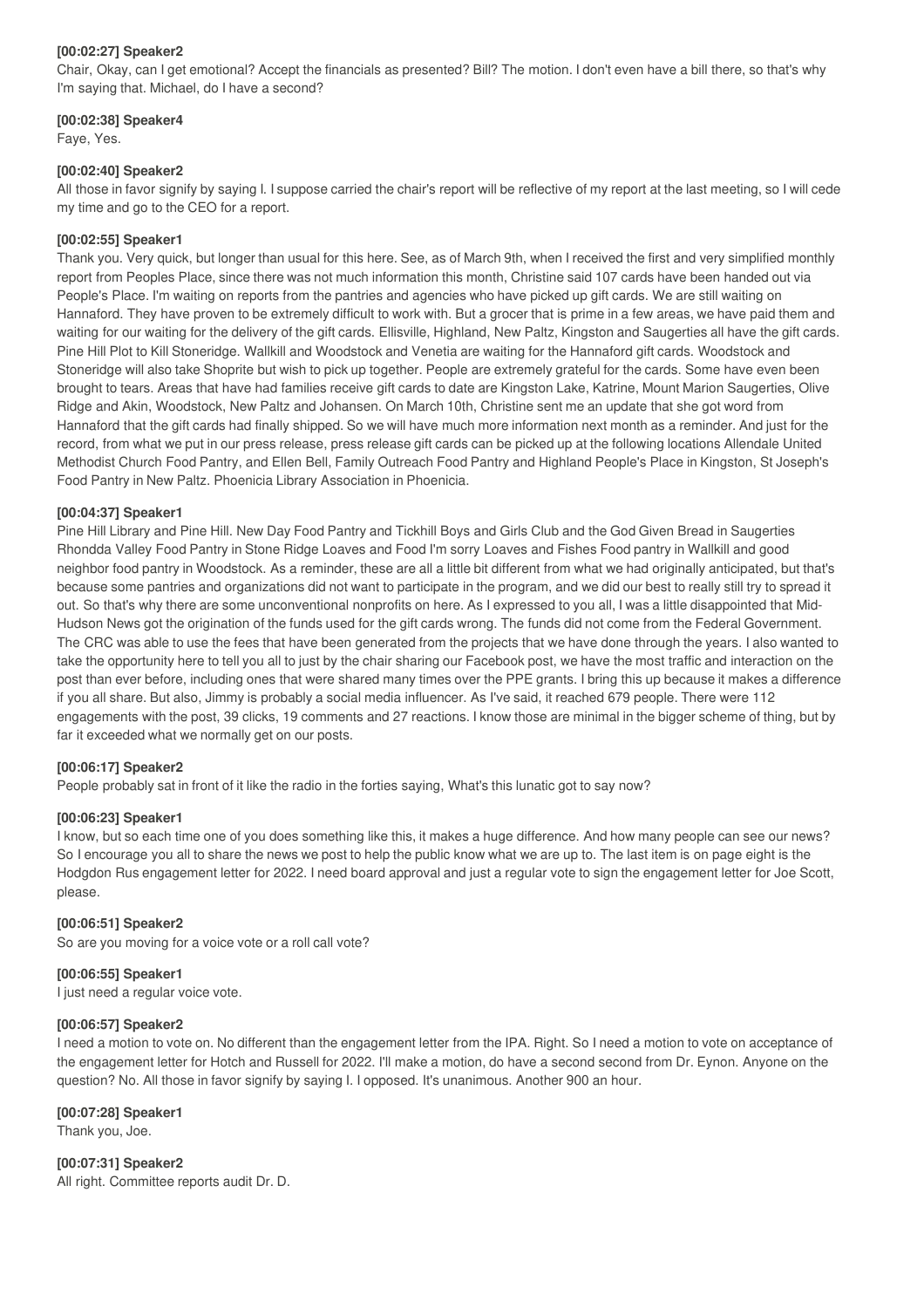**[00:02:27] Speaker2**
Chair, Okay, can I get emotional? Accept the financials as presented? Bill? The motion. I don't even have a bill there, so that's why I'm saying that. Michael, do I have a second?

**[00:02:38] Speaker4**
Faye, Yes.

**[00:02:40] Speaker2**
All those in favor signify by saying I. I suppose carried the chair's report will be reflective of my report at the last meeting, so I will cede my time and go to the CEO for a report.

**[00:02:55] Speaker1**
Thank you. Very quick, but longer than usual for this here. See, as of March 9th, when I received the first and very simplified monthly report from Peoples Place, since there was not much information this month, Christine said 107 cards have been handed out via People's Place. I'm waiting on reports from the pantries and agencies who have picked up gift cards. We are still waiting on Hannaford. They have proven to be extremely difficult to work with. But a grocer that is prime in a few areas, we have paid them and waiting for our waiting for the delivery of the gift cards. Ellisville, Highland, New Paltz, Kingston and Saugerties all have the gift cards. Pine Hill Plot to Kill Stoneridge. Wallkill and Woodstock and Venetia are waiting for the Hannaford gift cards. Woodstock and Stoneridge will also take Shoprite but wish to pick up together. People are extremely grateful for the cards. Some have even been brought to tears. Areas that have had families receive gift cards to date are Kingston Lake, Katrine, Mount Marion Saugerties, Olive Ridge and Akin, Woodstock, New Paltz and Johansen. On March 10th, Christine sent me an update that she got word from Hannaford that the gift cards had finally shipped. So we will have much more information next month as a reminder. And just for the record, from what we put in our press release, press release gift cards can be picked up at the following locations Allendale United Methodist Church Food Pantry, and Ellen Bell, Family Outreach Food Pantry and Highland People's Place in Kingston, St Joseph's Food Pantry in New Paltz. Phoenicia Library Association in Phoenicia.

**[00:04:37] Speaker1**
Pine Hill Library and Pine Hill. New Day Food Pantry and Tickhill Boys and Girls Club and the God Given Bread in Saugerties Rhondda Valley Food Pantry in Stone Ridge Loaves and Food I'm sorry Loaves and Fishes Food pantry in Wallkill and good neighbor food pantry in Woodstock. As a reminder, these are all a little bit different from what we had originally anticipated, but that's because some pantries and organizations did not want to participate in the program, and we did our best to really still try to spread it out. So that's why there are some unconventional nonprofits on here. As I expressed to you all, I was a little disappointed that Mid-Hudson News got the origination of the funds used for the gift cards wrong. The funds did not come from the Federal Government. The CRC was able to use the fees that have been generated from the projects that we have done through the years. I also wanted to take the opportunity here to tell you all to just by the chair sharing our Facebook post, we have the most traffic and interaction on the post than ever before, including ones that were shared many times over the PPE grants. I bring this up because it makes a difference if you all share. But also, Jimmy is probably a social media influencer. As I've said, it reached 679 people. There were 112 engagements with the post, 39 clicks, 19 comments and 27 reactions. I know those are minimal in the bigger scheme of thing, but by far it exceeded what we normally get on our posts.

**[00:06:17] Speaker2**
People probably sat in front of it like the radio in the forties saying, What's this lunatic got to say now?

**[00:06:23] Speaker1**
I know, but so each time one of you does something like this, it makes a huge difference. And how many people can see our news? So I encourage you all to share the news we post to help the public know what we are up to. The last item is on page eight is the Hodgdon Rus engagement letter for 2022. I need board approval and just a regular vote to sign the engagement letter for Joe Scott, please.

**[00:06:51] Speaker2**
So are you moving for a voice vote or a roll call vote?

**[00:06:55] Speaker1**
I just need a regular voice vote.

**[00:06:57] Speaker2**
I need a motion to vote on. No different than the engagement letter from the IPA. Right. So I need a motion to vote on acceptance of the engagement letter for Hotch and Russell for 2022. I'll make a motion, do have a second second from Dr. Eynon. Anyone on the question? No. All those in favor signify by saying I. I opposed. It's unanimous. Another 900 an hour.

**[00:07:28] Speaker1**
Thank you, Joe.

**[00:07:31] Speaker2**
All right. Committee reports audit Dr. D.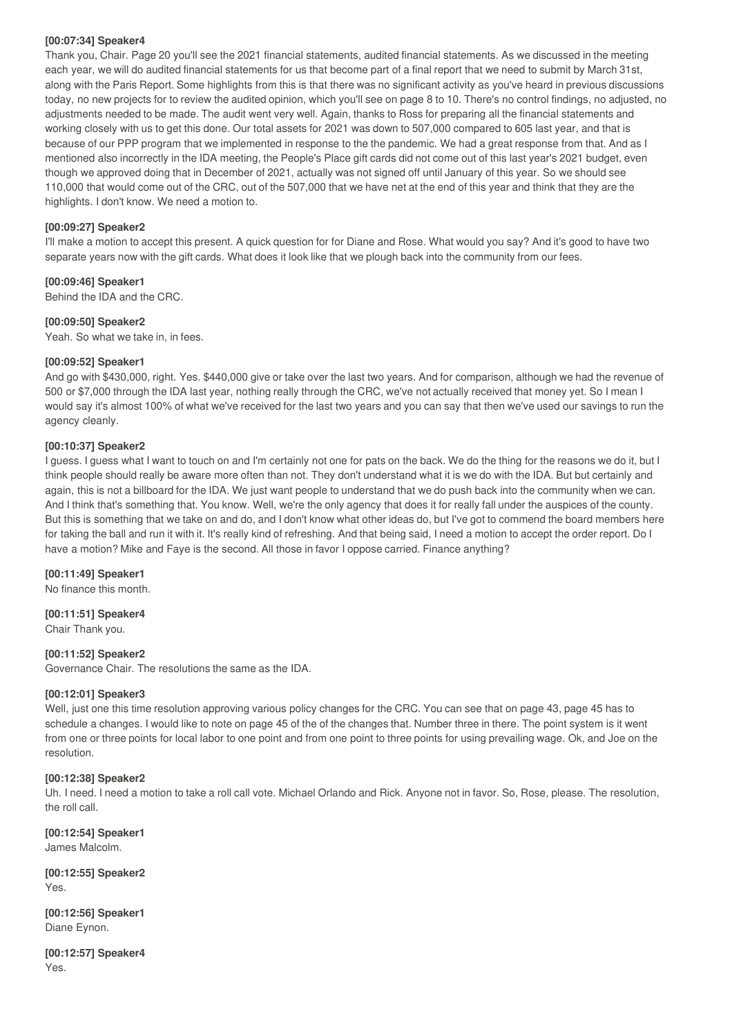**[00:07:34] Speaker4**

Thank you, Chair. Page 20 you'll see the 2021 financial statements, audited financial statements. As we discussed in the meeting each year, we will do audited financial statements for us that become part of a final report that we need to submit by March 31st, along with the Paris Report. Some highlights from this is that there was no significant activity as you've heard in previous discussions today, no new projects for to review the audited opinion, which you'll see on page 8 to 10. There's no control findings, no adjusted, no adjustments needed to be made. The audit went very well. Again, thanks to Ross for preparing all the financial statements and working closely with us to get this done. Our total assets for 2021 was down to 507,000 compared to 605 last year, and that is because of our PPP program that we implemented in response to the the pandemic. We had a great response from that. And as I mentioned also incorrectly in the IDA meeting, the People's Place gift cards did not come out of this last year's 2021 budget, even though we approved doing that in December of 2021, actually was not signed off until January of this year. So we should see 110,000 that would come out of the CRC, out of the 507,000 that we have net at the end of this year and think that they are the highlights. I don't know. We need a motion to.

**[00:09:27] Speaker2**

I'll make a motion to accept this present. A quick question for for Diane and Rose. What would you say? And it's good to have two separate years now with the gift cards. What does it look like that we plough back into the community from our fees.

**[00:09:46] Speaker1**

Behind the IDA and the CRC.

**[00:09:50] Speaker2**

Yeah. So what we take in, in fees.

**[00:09:52] Speaker1**

And go with $430,000, right. Yes. $440,000 give or take over the last two years. And for comparison, although we had the revenue of 500 or $7,000 through the IDA last year, nothing really through the CRC, we've not actually received that money yet. So I mean I would say it's almost 100% of what we've received for the last two years and you can say that then we've used our savings to run the agency cleanly.

**[00:10:37] Speaker2**

I guess. I guess what I want to touch on and I'm certainly not one for pats on the back. We do the thing for the reasons we do it, but I think people should really be aware more often than not. They don't understand what it is we do with the IDA. But but certainly and again, this is not a billboard for the IDA. We just want people to understand that we do push back into the community when we can. And I think that's something that. You know. Well, we're the only agency that does it for really fall under the auspices of the county. But this is something that we take on and do, and I don't know what other ideas do, but I've got to commend the board members here for taking the ball and run it with it. It's really kind of refreshing. And that being said, I need a motion to accept the order report. Do I have a motion? Mike and Faye is the second. All those in favor I oppose carried. Finance anything?

**[00:11:49] Speaker1**

No finance this month.

**[00:11:51] Speaker4**

Chair Thank you.

**[00:11:52] Speaker2**

Governance Chair. The resolutions the same as the IDA.

**[00:12:01] Speaker3**

Well, just one this time resolution approving various policy changes for the CRC. You can see that on page 43, page 45 has to schedule a changes. I would like to note on page 45 of the of the changes that. Number three in there. The point system is it went from one or three points for local labor to one point and from one point to three points for using prevailing wage. Ok, and Joe on the resolution.

**[00:12:38] Speaker2**

Uh. I need. I need a motion to take a roll call vote. Michael Orlando and Rick. Anyone not in favor. So, Rose, please. The resolution, the roll call.

**[00:12:54] Speaker1**

James Malcolm.

**[00:12:55] Speaker2**

Yes.

**[00:12:56] Speaker1**

Diane Eynon.

**[00:12:57] Speaker4**

Yes.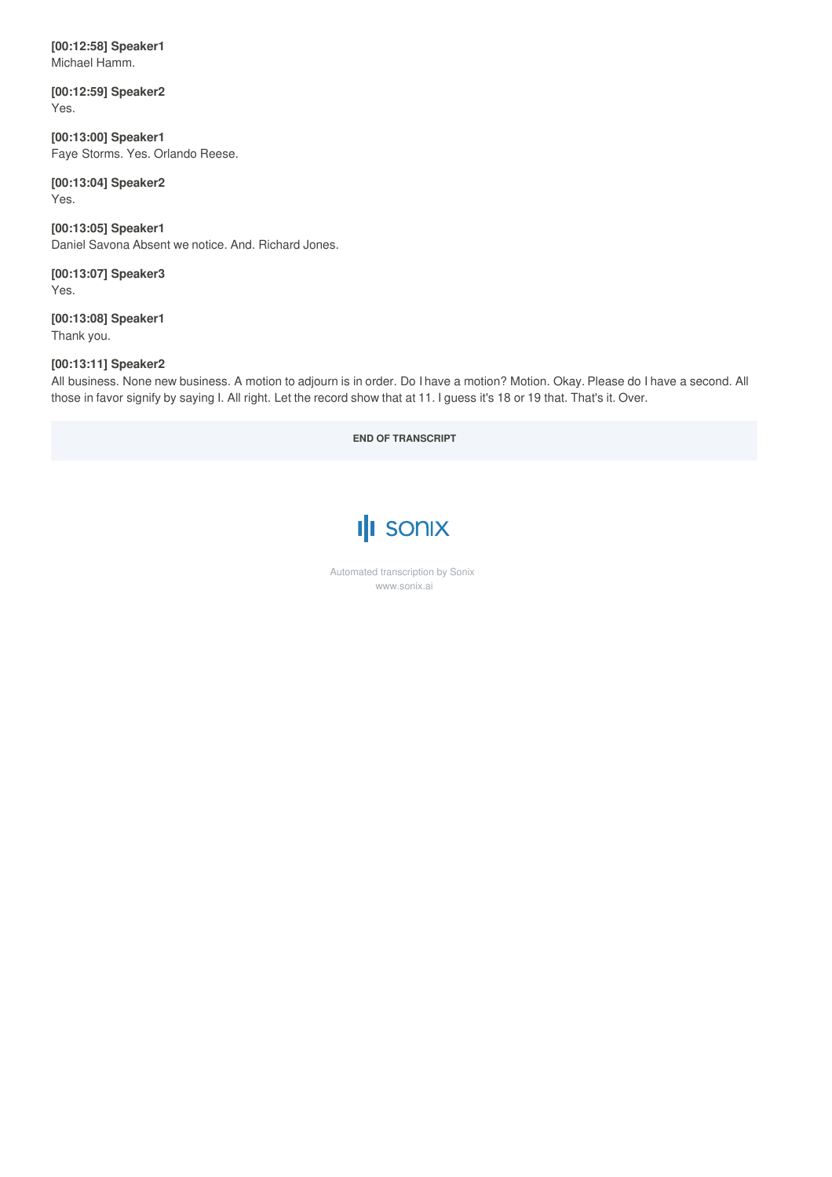**[00:12:58] Speaker1**
Michael Hamm.

**[00:12:59] Speaker2**
Yes.

**[00:13:00] Speaker1**
Faye Storms. Yes. Orlando Reese.

**[00:13:04] Speaker2**
Yes.

**[00:13:05] Speaker1**
Daniel Savona Absent we notice. And. Richard Jones.

**[00:13:07] Speaker3**
Yes.

**[00:13:08] Speaker1**
Thank you.

**[00:13:11] Speaker2**
All business. None new business. A motion to adjourn is in order. Do I have a motion? Motion. Okay. Please do I have a second. All those in favor signify by saying I. All right. Let the record show that at 11. I guess it's 18 or 19 that. That's it. Over.

**END OF TRANSCRIPT**

sonix

Automated transcription by Sonix
www.sonix.ai